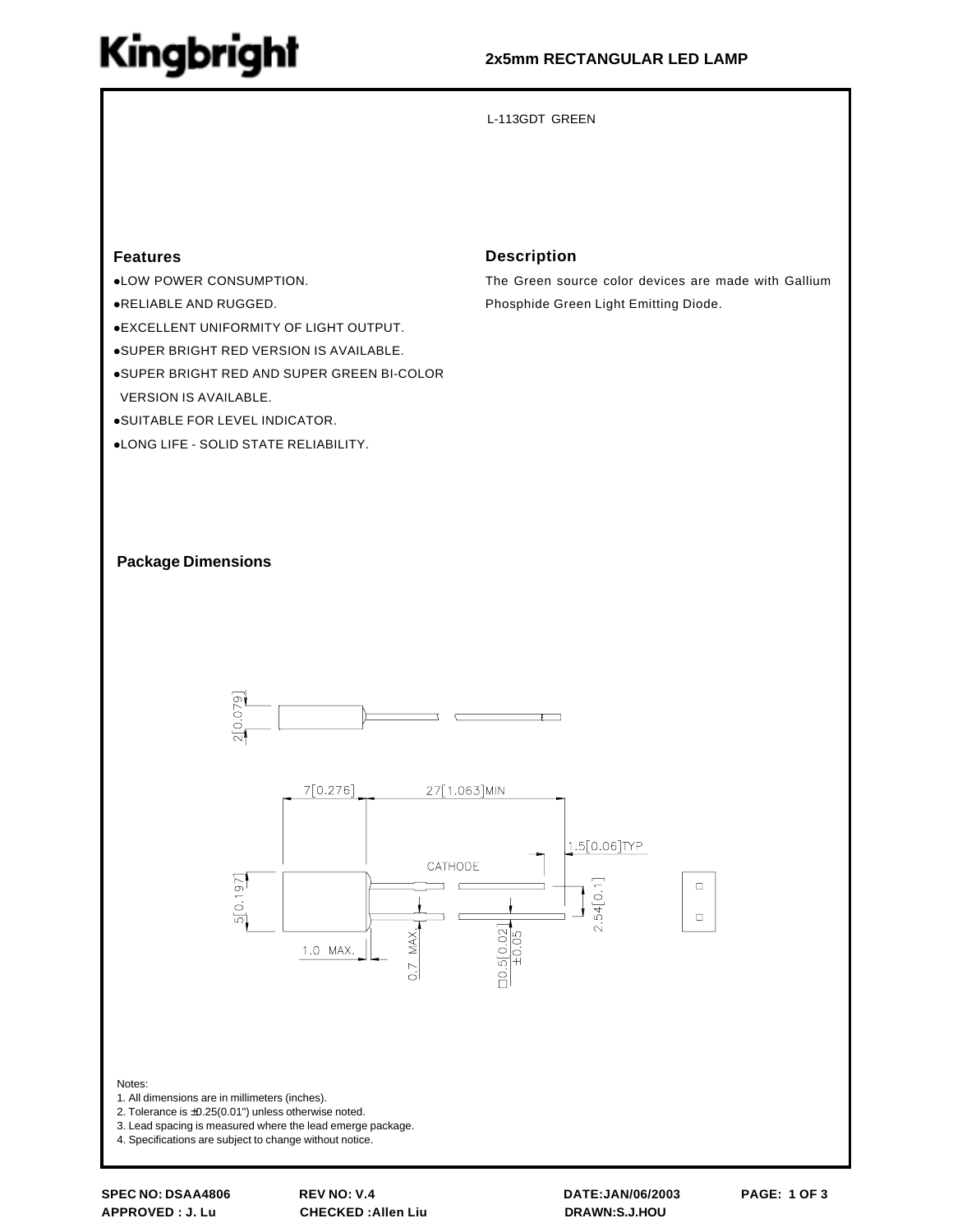# Kingbright

## 2x5mm RECTANGULAR LED LAMP

L-113GDT GREEN

### Features

- LOW POWER CONSUMPTION.
- RELIABLE AND RUGGED.
- EXCELLENT UNIFORMITY OF LIGHT OUTPUT.
- SUPER BRIGHT RED VERSION IS AVAILABLE.
- SUPER BRIGHT RED AND SUPER GREEN BI-COLOR VERSION IS AVAILABLE.
- SUITABLE FOR LEVEL INDICATOR.
- LONG LIFE - SOLID STATE RELIABILITY.

### Description

The Green source color devices are made with Gallium Phosphide Green Light Emitting Diode.

### Package Dimensions

2[0.079]

7[0.276]  27[1.063]MIN

1.5[0.06]TYP

CATHODE

5[0.197]  2.54[0.1]

1.0 MAX.  0.7 MAX.  □0.5[0.02] ±0.05

Notes:
1. All dimensions are in millimeters (inches).
2. Tolerance is ±0.25(0.01") unless otherwise noted.
3. Lead spacing is measured where the lead emerge package.
4. Specifications are subject to change without notice.

SPEC NO: DSAA4806  REV NO: V.4  DATE:JAN/06/2003
APPROVED : J. Lu  CHECKED :Allen Liu  DRAWN:S.J.HOU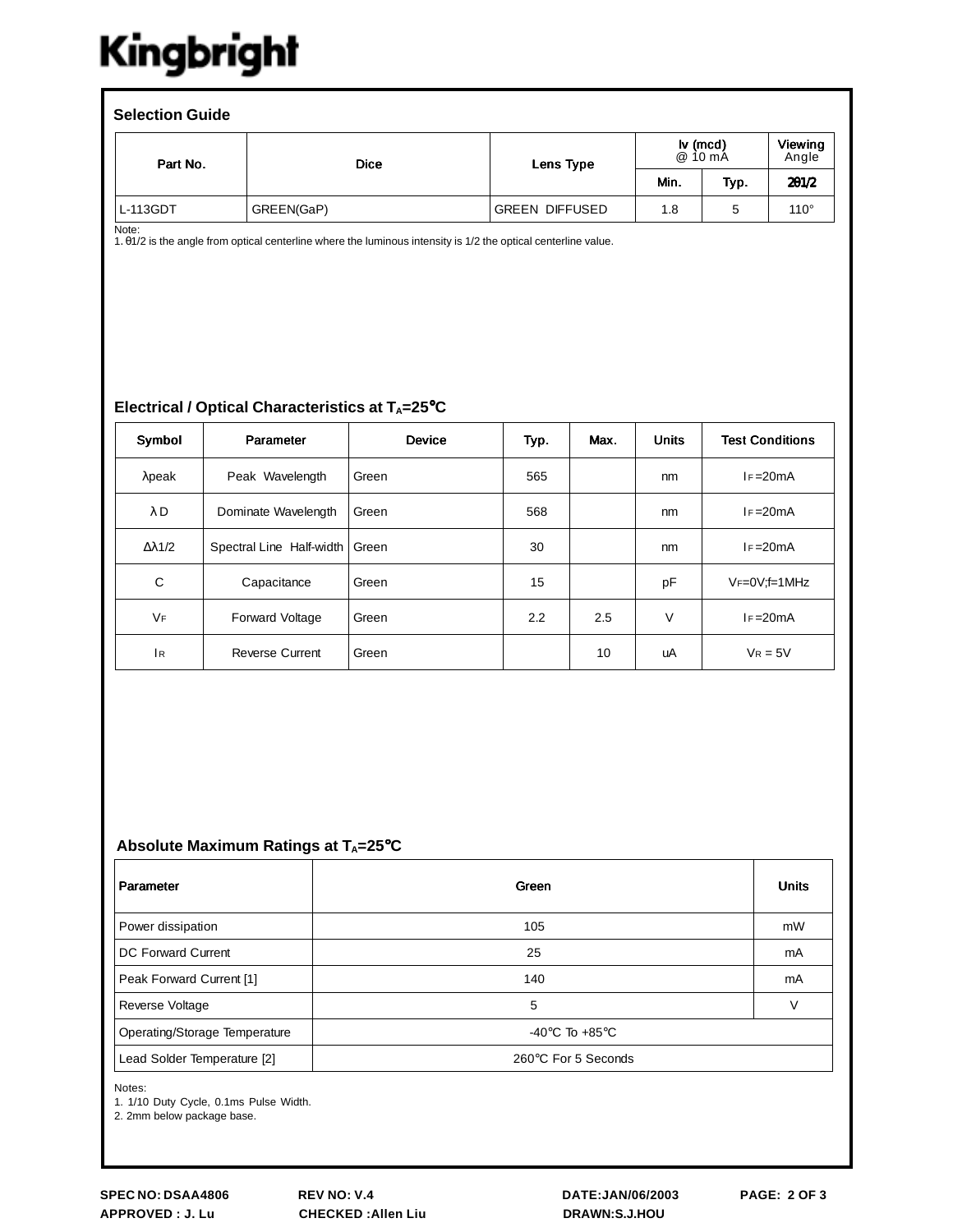Kingbright

## Selection Guide

| Part No. | Dice | Lens Type | Iv (mcd) @ 10 mA | | Viewing Angle |
|---|---|---|---|---|---|
| | | | Min. | Typ. | $2\theta 1/2$ |
| L-113GDT | GREEN(GaP) | GREEN DIFFUSED | 1.8 | 5 | 110° |

Note:
1. $\theta 1/2$ is the angle from optical centerline where the luminous intensity is 1/2 the optical centerline value.

## Electrical / Optical Characteristics at $T_A$=25°C

| Symbol | Parameter | Device | Typ. | Max. | Units | Test Conditions |
|---|---|---|---|---|---|---|
| λpeak | Peak Wavelength | Green | 565 | | nm | $I_F$=20mA |
| λD | Dominate Wavelength | Green | 568 | | nm | $I_F$=20mA |
| Δλ1/2 | Spectral Line Half-width | Green | 30 | | nm | $I_F$=20mA |
| C | Capacitance | Green | 15 | | pF | $V_F$=0V;f=1MHz |
| $V_F$ | Forward Voltage | Green | 2.2 | 2.5 | V | $I_F$=20mA |
| $I_R$ | Reverse Current | Green | | 10 | uA | $V_R$ = 5V |

## Absolute Maximum Ratings at $T_A$=25°C

| Parameter | Green | Units |
|---|---|---|
| Power dissipation | 105 | mW |
| DC Forward Current | 25 | mA |
| Peak Forward Current [1] | 140 | mA |
| Reverse Voltage | 5 | V |
| Operating/Storage Temperature | -40°C To +85°C | |
| Lead Solder Temperature [2] | 260°C For 5 Seconds | |

Notes:
1. 1/10 Duty Cycle, 0.1ms Pulse Width.
2. 2mm below package base.

SPEC NO: DSAA4806 REV NO: V.4 DATE:JAN/06/2003
APPROVED : J. Lu CHECKED :Allen Liu DRAWN:S.J.HOU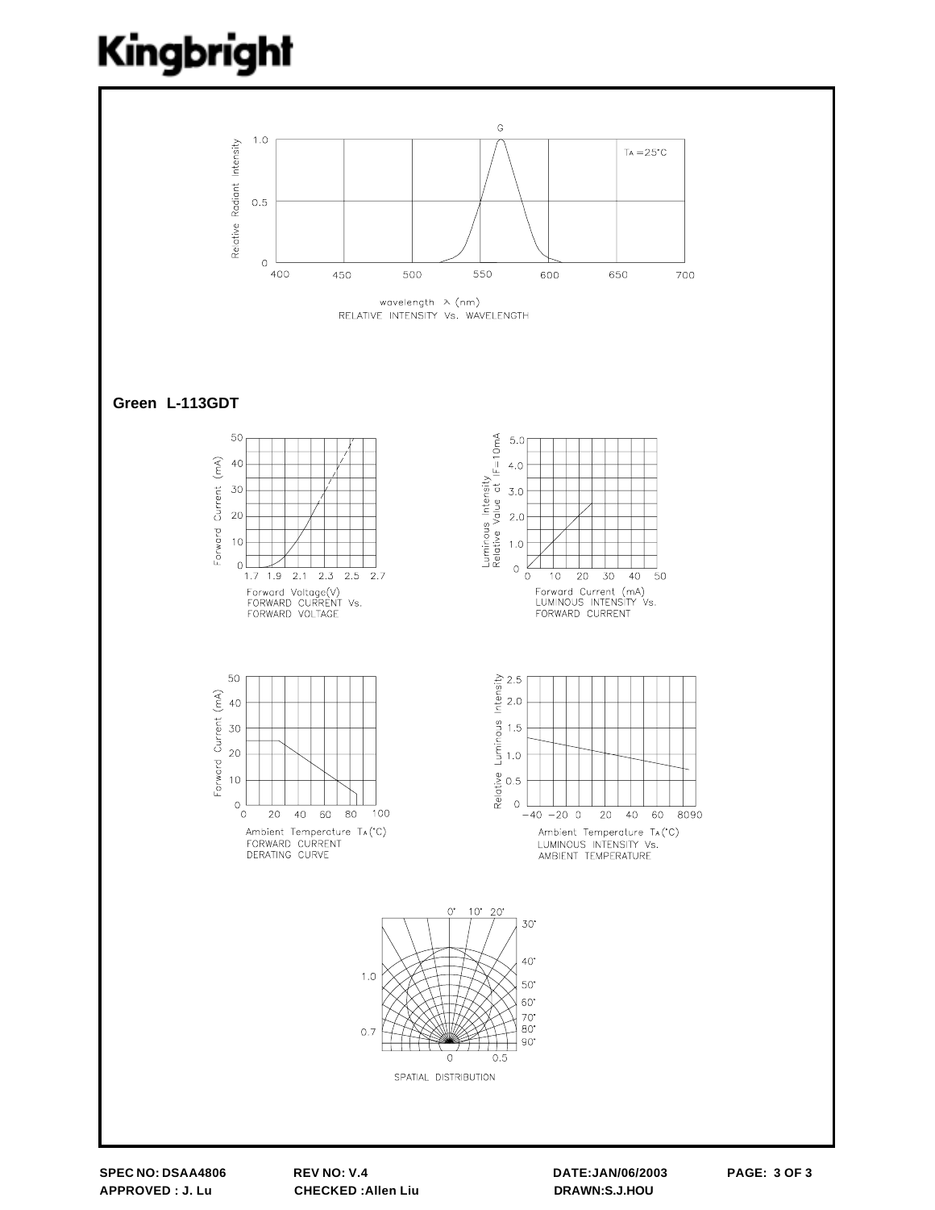G

1.0

0.5

0

Relative Radiant Intensity

$T_A = 25°C$

400 450 500 550 600 650 700

wavelength λ (nm)
RELATIVE INTENSITY Vs. WAVELENGTH

**Green L-113GDT**

50
40
30
20
10
0

Forward Current (mA)

1.7 1.9 2.1 2.3 2.5 2.7

Forward Voltage(V)
FORWARD CURRENT Vs.
FORWARD VOLTAGE

5.0
4.0
3.0
2.0
1.0
0

Luminous Intensity
Relative Value at IF=10mA

0 10 20 30 40 50

Forward Current (mA)
LUMINOUS INTENSITY Vs.
FORWARD CURRENT

50
40
30
20
10
0

Forward Current (mA)

0 20 40 60 80 100

Ambient Temperature $T_A$(°C)
FORWARD CURRENT
DERATING CURVE

2.5
2.0
1.5
1.0
0.5
0

Relative Luminous Intensity

−40 −20 0 20 40 60 8090

Ambient Temperature $T_A$(°C)
LUMINOUS INTENSITY Vs.
AMBIENT TEMPERATURE

0° 10° 20°
30°
40°
50°
60°
70°
80°
90°

1.0
0.7

0 0.5

SPATIAL DISTRIBUTION

SPEC NO: DSAA4806 | REV NO: V.4 | DATE:JAN/06/2003
APPROVED : J. Lu | CHECKED :Allen Liu | DRAWN:S.J.HOU